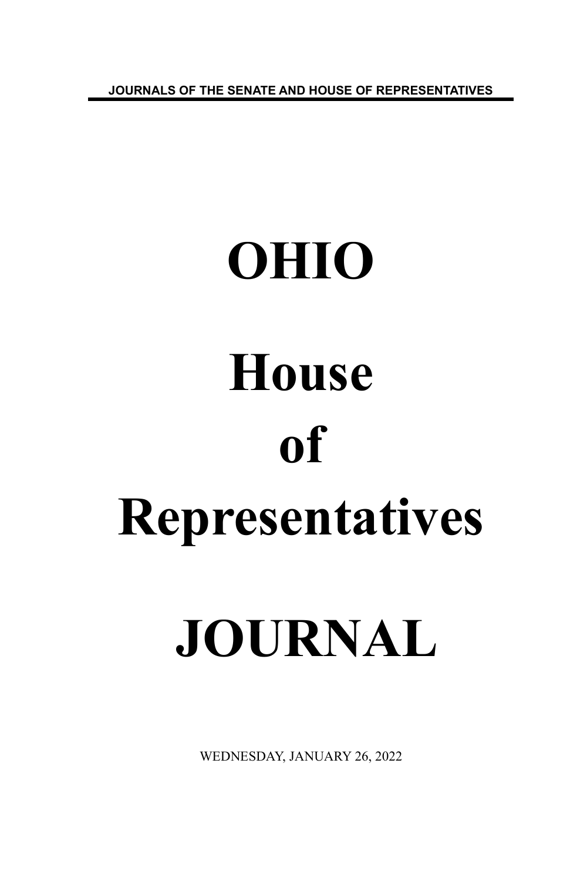JOURNALS OF THE SENATE AND HOUSE OF REPRESENTATIVES

# OHIO

# House

# of

# Representatives

# JOURNAL

WEDNESDAY, JANUARY 26, 2022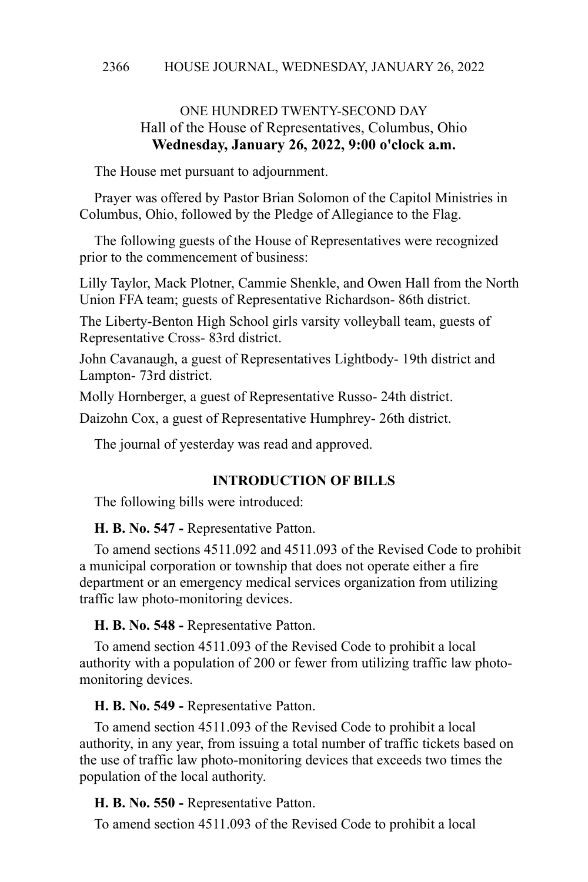## ONE HUNDRED TWENTY-SECOND DAY
### Hall of the House of Representatives, Columbus, Ohio
**Wednesday, January 26, 2022, 9:00 o'clock a.m.**

The House met pursuant to adjournment.

Prayer was offered by Pastor Brian Solomon of the Capitol Ministries in Columbus, Ohio, followed by the Pledge of Allegiance to the Flag.

The following guests of the House of Representatives were recognized prior to the commencement of business:

Lilly Taylor, Mack Plotner, Cammie Shenkle, and Owen Hall from the North Union FFA team; guests of Representative Richardson- 86th district.

The Liberty-Benton High School girls varsity volleyball team, guests of Representative Cross- 83rd district.

John Cavanaugh, a guest of Representatives Lightbody- 19th district and Lampton- 73rd district.

Molly Hornberger, a guest of Representative Russo- 24th district.

Daizohn Cox, a guest of Representative Humphrey- 26th district.

The journal of yesterday was read and approved.

**INTRODUCTION OF BILLS**

The following bills were introduced:

**H. B. No. 547 -** Representative Patton.

To amend sections 4511.092 and 4511.093 of the Revised Code to prohibit a municipal corporation or township that does not operate either a fire department or an emergency medical services organization from utilizing traffic law photo-monitoring devices.

**H. B. No. 548 -** Representative Patton.

To amend section 4511.093 of the Revised Code to prohibit a local authority with a population of 200 or fewer from utilizing traffic law photo-monitoring devices.

**H. B. No. 549 -** Representative Patton.

To amend section 4511.093 of the Revised Code to prohibit a local authority, in any year, from issuing a total number of traffic tickets based on the use of traffic law photo-monitoring devices that exceeds two times the population of the local authority.

**H. B. No. 550 -** Representative Patton.

To amend section 4511.093 of the Revised Code to prohibit a local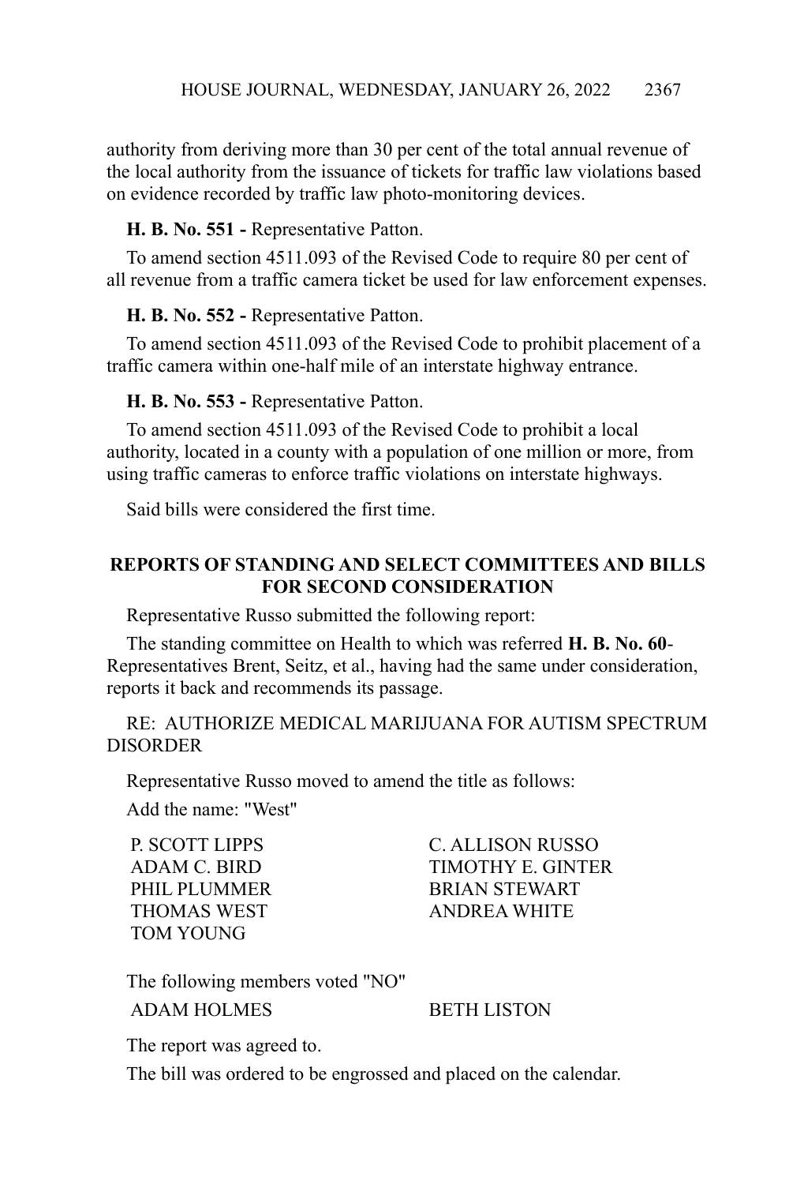authority from deriving more than 30 per cent of the total annual revenue of the local authority from the issuance of tickets for traffic law violations based on evidence recorded by traffic law photo-monitoring devices.

**H. B. No. 551 -** Representative Patton.

To amend section 4511.093 of the Revised Code to require 80 per cent of all revenue from a traffic camera ticket be used for law enforcement expenses.

**H. B. No. 552 -** Representative Patton.

To amend section 4511.093 of the Revised Code to prohibit placement of a traffic camera within one-half mile of an interstate highway entrance.

**H. B. No. 553 -** Representative Patton.

To amend section 4511.093 of the Revised Code to prohibit a local authority, located in a county with a population of one million or more, from using traffic cameras to enforce traffic violations on interstate highways.

Said bills were considered the first time.

## REPORTS OF STANDING AND SELECT COMMITTEES AND BILLS FOR SECOND CONSIDERATION

Representative Russo submitted the following report:

The standing committee on Health to which was referred **H. B. No. 60**- Representatives Brent, Seitz, et al., having had the same under consideration, reports it back and recommends its passage.

RE: AUTHORIZE MEDICAL MARIJUANA FOR AUTISM SPECTRUM DISORDER

Representative Russo moved to amend the title as follows:

Add the name: "West"

P. SCOTT LIPPS
C. ALLISON RUSSO
ADAM C. BIRD
TIMOTHY E. GINTER
PHIL PLUMMER
BRIAN STEWART
THOMAS WEST
ANDREA WHITE
TOM YOUNG

The following members voted "NO"

ADAM HOLMES
BETH LISTON

The report was agreed to.

The bill was ordered to be engrossed and placed on the calendar.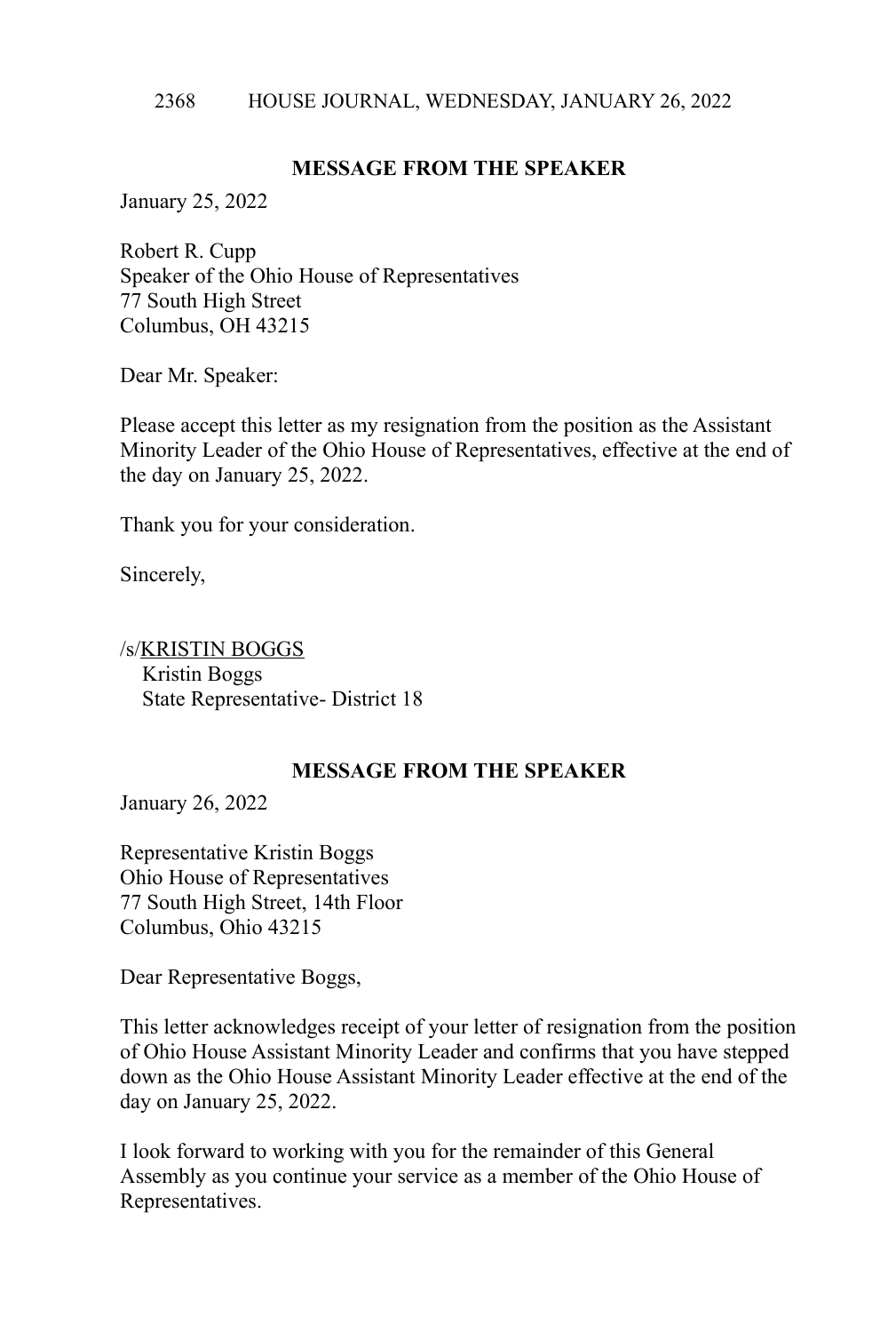## MESSAGE FROM THE SPEAKER

January 25, 2022

Robert R. Cupp
Speaker of the Ohio House of Representatives
77 South High Street
Columbus, OH 43215

Dear Mr. Speaker:

Please accept this letter as my resignation from the position as the Assistant Minority Leader of the Ohio House of Representatives, effective at the end of the day on January 25, 2022.

Thank you for your consideration.

Sincerely,

/s/KRISTIN BOGGS
Kristin Boggs
State Representative- District 18

## MESSAGE FROM THE SPEAKER

January 26, 2022

Representative Kristin Boggs
Ohio House of Representatives
77 South High Street, 14th Floor
Columbus, Ohio 43215

Dear Representative Boggs,

This letter acknowledges receipt of your letter of resignation from the position of Ohio House Assistant Minority Leader and confirms that you have stepped down as the Ohio House Assistant Minority Leader effective at the end of the day on January 25, 2022.

I look forward to working with you for the remainder of this General Assembly as you continue your service as a member of the Ohio House of Representatives.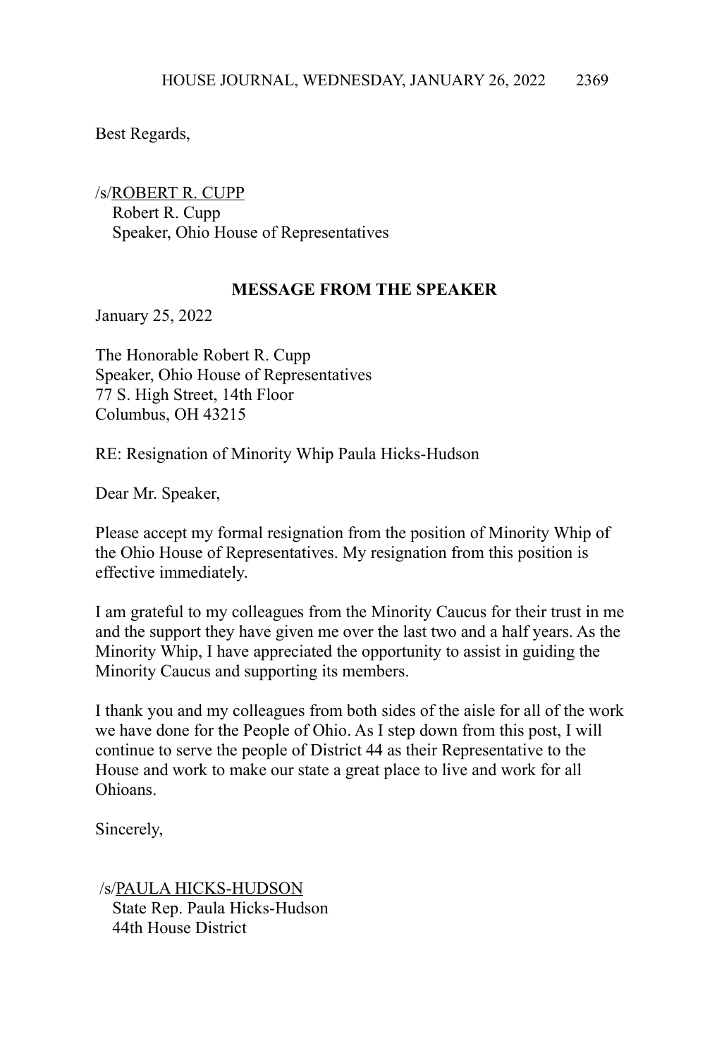Best Regards,

/s/ROBERT R. CUPP
Robert R. Cupp
Speaker, Ohio House of Representatives

**MESSAGE FROM THE SPEAKER**

January 25, 2022

The Honorable Robert R. Cupp
Speaker, Ohio House of Representatives
77 S. High Street, 14th Floor
Columbus, OH 43215

RE: Resignation of Minority Whip Paula Hicks-Hudson

Dear Mr. Speaker,

Please accept my formal resignation from the position of Minority Whip of the Ohio House of Representatives. My resignation from this position is effective immediately.

I am grateful to my colleagues from the Minority Caucus for their trust in me and the support they have given me over the last two and a half years. As the Minority Whip, I have appreciated the opportunity to assist in guiding the Minority Caucus and supporting its members.

I thank you and my colleagues from both sides of the aisle for all of the work we have done for the People of Ohio. As I step down from this post, I will continue to serve the people of District 44 as their Representative to the House and work to make our state a great place to live and work for all Ohioans.

Sincerely,

/s/PAULA HICKS-HUDSON
State Rep. Paula Hicks-Hudson
44th House District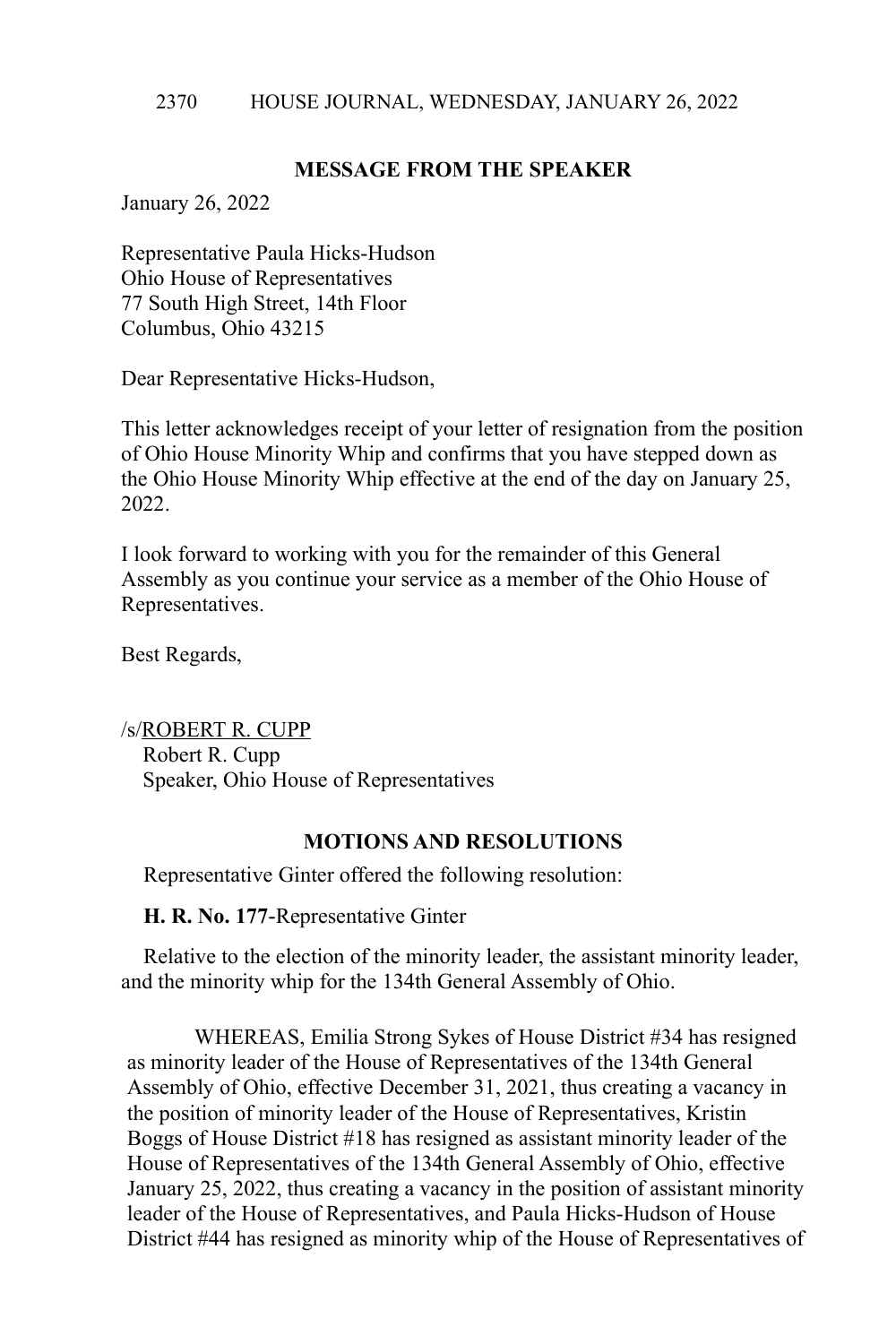**MESSAGE FROM THE SPEAKER**

January 26, 2022

Representative Paula Hicks-Hudson
Ohio House of Representatives
77 South High Street, 14th Floor
Columbus, Ohio 43215

Dear Representative Hicks-Hudson,

This letter acknowledges receipt of your letter of resignation from the position of Ohio House Minority Whip and confirms that you have stepped down as the Ohio House Minority Whip effective at the end of the day on January 25, 2022.

I look forward to working with you for the remainder of this General Assembly as you continue your service as a member of the Ohio House of Representatives.

Best Regards,

/s/ROBERT R. CUPP
Robert R. Cupp
Speaker, Ohio House of Representatives

**MOTIONS AND RESOLUTIONS**

Representative Ginter offered the following resolution:

**H. R. No. 177**-Representative Ginter

Relative to the election of the minority leader, the assistant minority leader, and the minority whip for the 134th General Assembly of Ohio.

WHEREAS, Emilia Strong Sykes of House District #34 has resigned as minority leader of the House of Representatives of the 134th General Assembly of Ohio, effective December 31, 2021, thus creating a vacancy in the position of minority leader of the House of Representatives, Kristin Boggs of House District #18 has resigned as assistant minority leader of the House of Representatives of the 134th General Assembly of Ohio, effective January 25, 2022, thus creating a vacancy in the position of assistant minority leader of the House of Representatives, and Paula Hicks-Hudson of House District #44 has resigned as minority whip of the House of Representatives of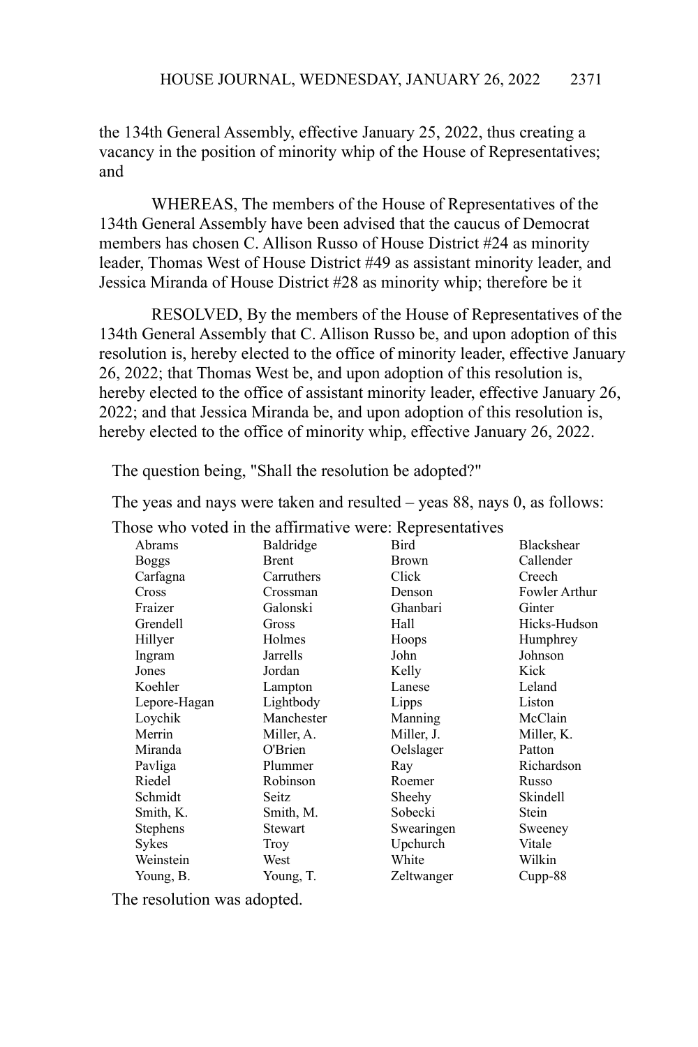the 134th General Assembly, effective January 25, 2022, thus creating a vacancy in the position of minority whip of the House of Representatives; and

WHEREAS, The members of the House of Representatives of the 134th General Assembly have been advised that the caucus of Democrat members has chosen C. Allison Russo of House District #24 as minority leader, Thomas West of House District #49 as assistant minority leader, and Jessica Miranda of House District #28 as minority whip; therefore be it

RESOLVED, By the members of the House of Representatives of the 134th General Assembly that C. Allison Russo be, and upon adoption of this resolution is, hereby elected to the office of minority leader, effective January 26, 2022; that Thomas West be, and upon adoption of this resolution is, hereby elected to the office of assistant minority leader, effective January 26, 2022; and that Jessica Miranda be, and upon adoption of this resolution is, hereby elected to the office of minority whip, effective January 26, 2022.

The question being, "Shall the resolution be adopted?"

The yeas and nays were taken and resulted – yeas 88, nays 0, as follows:

Those who voted in the affirmative were: Representatives

| | | | |
|---|---|---|---|
| Abrams | Baldridge | Bird | Blackshear |
| Boggs | Brent | Brown | Callender |
| Carfagna | Carruthers | Click | Creech |
| Cross | Crossman | Denson | Fowler Arthur |
| Fraizer | Galonski | Ghanbari | Ginter |
| Grendell | Gross | Hall | Hicks-Hudson |
| Hillyer | Holmes | Hoops | Humphrey |
| Ingram | Jarrells | John | Johnson |
| Jones | Jordan | Kelly | Kick |
| Koehler | Lampton | Lanese | Leland |
| Lepore-Hagan | Lightbody | Lipps | Liston |
| Loychik | Manchester | Manning | McClain |
| Merrin | Miller, A. | Miller, J. | Miller, K. |
| Miranda | O'Brien | Oelslager | Patton |
| Pavliga | Plummer | Ray | Richardson |
| Riedel | Robinson | Roemer | Russo |
| Schmidt | Seitz | Sheehy | Skindell |
| Smith, K. | Smith, M. | Sobecki | Stein |
| Stephens | Stewart | Swearingen | Sweeney |
| Sykes | Troy | Upchurch | Vitale |
| Weinstein | West | White | Wilkin |
| Young, B. | Young, T. | Zeltwanger | Cupp-88 |

The resolution was adopted.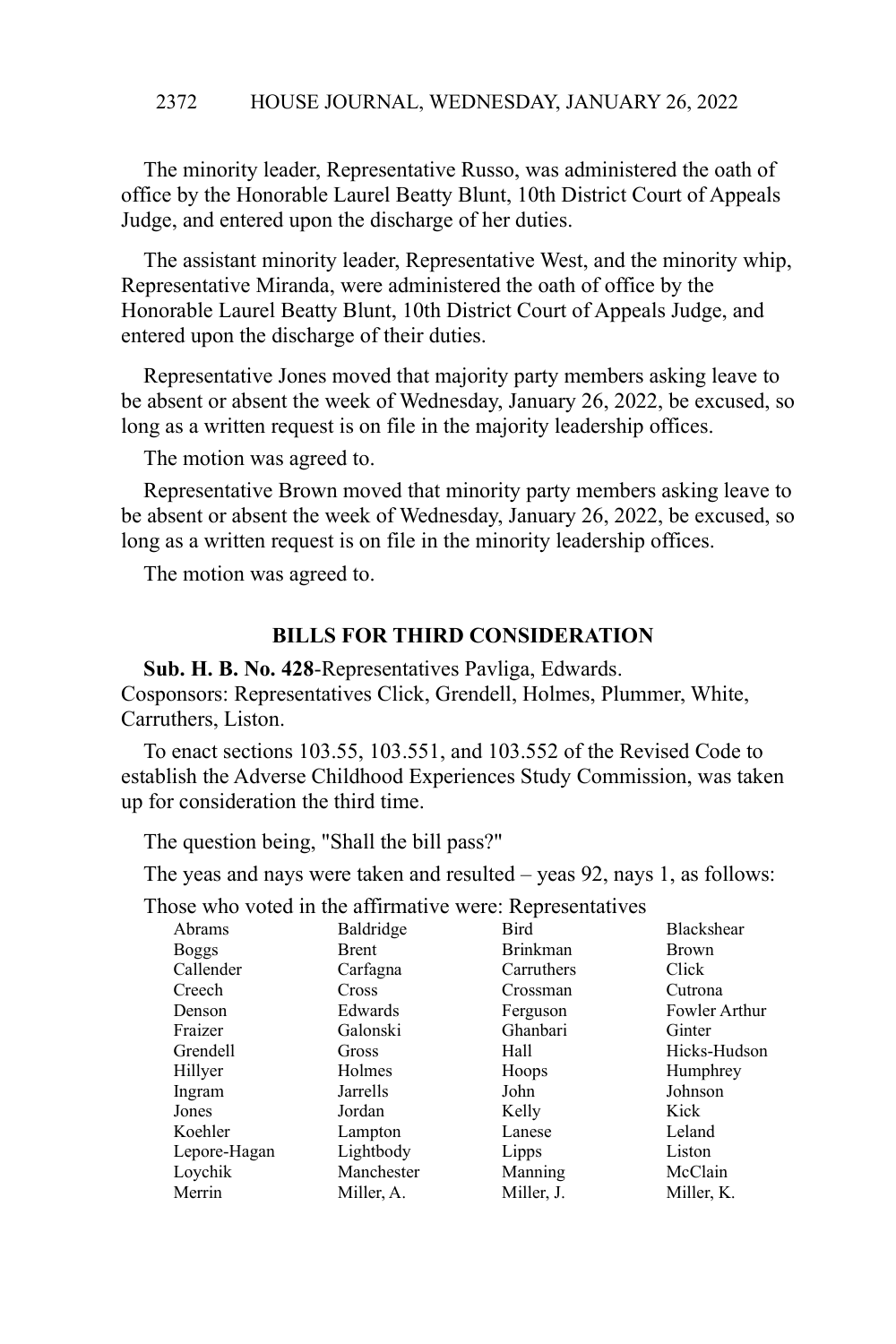The minority leader, Representative Russo, was administered the oath of office by the Honorable Laurel Beatty Blunt, 10th District Court of Appeals Judge, and entered upon the discharge of her duties.

The assistant minority leader, Representative West, and the minority whip, Representative Miranda, were administered the oath of office by the Honorable Laurel Beatty Blunt, 10th District Court of Appeals Judge, and entered upon the discharge of their duties.

Representative Jones moved that majority party members asking leave to be absent or absent the week of Wednesday, January 26, 2022, be excused, so long as a written request is on file in the majority leadership offices.

The motion was agreed to.

Representative Brown moved that minority party members asking leave to be absent or absent the week of Wednesday, January 26, 2022, be excused, so long as a written request is on file in the minority leadership offices.

The motion was agreed to.

## BILLS FOR THIRD CONSIDERATION

**Sub. H. B. No. 428**-Representatives Pavliga, Edwards. Cosponsors: Representatives Click, Grendell, Holmes, Plummer, White, Carruthers, Liston.

To enact sections 103.55, 103.551, and 103.552 of the Revised Code to establish the Adverse Childhood Experiences Study Commission, was taken up for consideration the third time.

The question being, "Shall the bill pass?"

The yeas and nays were taken and resulted – yeas 92, nays 1, as follows:

Those who voted in the affirmative were: Representatives

| | | | |
|---|---|---|---|
| Abrams | Baldridge | Bird | Blackshear |
| Boggs | Brent | Brinkman | Brown |
| Callender | Carfagna | Carruthers | Click |
| Creech | Cross | Crossman | Cutrona |
| Denson | Edwards | Ferguson | Fowler Arthur |
| Fraizer | Galonski | Ghanbari | Ginter |
| Grendell | Gross | Hall | Hicks-Hudson |
| Hillyer | Holmes | Hoops | Humphrey |
| Ingram | Jarrells | John | Johnson |
| Jones | Jordan | Kelly | Kick |
| Koehler | Lampton | Lanese | Leland |
| Lepore-Hagan | Lightbody | Lipps | Liston |
| Loychik | Manchester | Manning | McClain |
| Merrin | Miller, A. | Miller, J. | Miller, K. |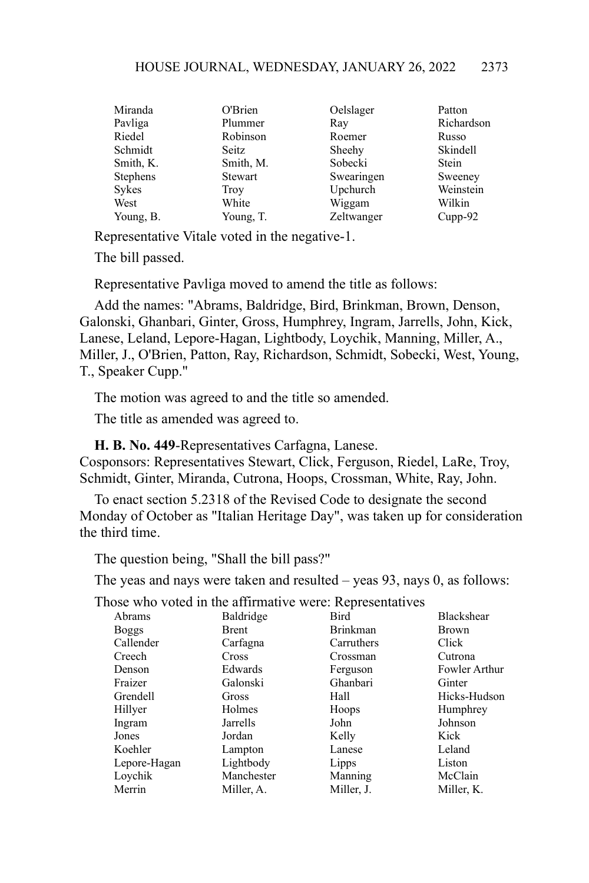| | | | |
|---|---|---|---|
| Miranda | O'Brien | Oelslager | Patton |
| Pavliga | Plummer | Ray | Richardson |
| Riedel | Robinson | Roemer | Russo |
| Schmidt | Seitz | Sheehy | Skindell |
| Smith, K. | Smith, M. | Sobecki | Stein |
| Stephens | Stewart | Swearingen | Sweeney |
| Sykes | Troy | Upchurch | Weinstein |
| West | White | Wiggam | Wilkin |
| Young, B. | Young, T. | Zeltwanger | Cupp-92 |

Representative Vitale voted in the negative-1.

The bill passed.

Representative Pavliga moved to amend the title as follows:

Add the names: "Abrams, Baldridge, Bird, Brinkman, Brown, Denson, Galonski, Ghanbari, Ginter, Gross, Humphrey, Ingram, Jarrells, John, Kick, Lanese, Leland, Lepore-Hagan, Lightbody, Loychik, Manning, Miller, A., Miller, J., O'Brien, Patton, Ray, Richardson, Schmidt, Sobecki, West, Young, T., Speaker Cupp."

The motion was agreed to and the title so amended.

The title as amended was agreed to.

**H. B. No. 449**-Representatives Carfagna, Lanese.
Cosponsors: Representatives Stewart, Click, Ferguson, Riedel, LaRe, Troy, Schmidt, Ginter, Miranda, Cutrona, Hoops, Crossman, White, Ray, John.

To enact section 5.2318 of the Revised Code to designate the second Monday of October as "Italian Heritage Day", was taken up for consideration the third time.

The question being, "Shall the bill pass?"

The yeas and nays were taken and resulted – yeas 93, nays 0, as follows:

Those who voted in the affirmative were: Representatives

| | | | |
|---|---|---|---|
| Abrams | Baldridge | Bird | Blackshear |
| Boggs | Brent | Brinkman | Brown |
| Callender | Carfagna | Carruthers | Click |
| Creech | Cross | Crossman | Cutrona |
| Denson | Edwards | Ferguson | Fowler Arthur |
| Fraizer | Galonski | Ghanbari | Ginter |
| Grendell | Gross | Hall | Hicks-Hudson |
| Hillyer | Holmes | Hoops | Humphrey |
| Ingram | Jarrells | John | Johnson |
| Jones | Jordan | Kelly | Kick |
| Koehler | Lampton | Lanese | Leland |
| Lepore-Hagan | Lightbody | Lipps | Liston |
| Loychik | Manchester | Manning | McClain |
| Merrin | Miller, A. | Miller, J. | Miller, K. |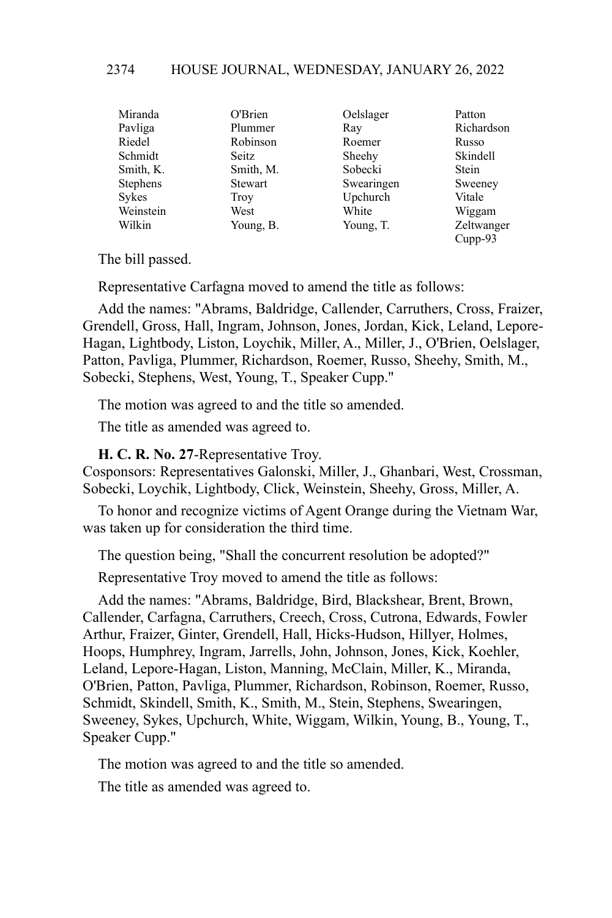| | | | |
|---|---|---|---|
| Miranda | O'Brien | Oelslager | Patton |
| Pavliga | Plummer | Ray | Richardson |
| Riedel | Robinson | Roemer | Russo |
| Schmidt | Seitz | Sheehy | Skindell |
| Smith, K. | Smith, M. | Sobecki | Stein |
| Stephens | Stewart | Swearingen | Sweeney |
| Sykes | Troy | Upchurch | Vitale |
| Weinstein | West | White | Wiggam |
| Wilkin | Young, B. | Young, T. | Zeltwanger |
| | | | Cupp-93 |

The bill passed.

Representative Carfagna moved to amend the title as follows:

Add the names: "Abrams, Baldridge, Callender, Carruthers, Cross, Fraizer, Grendell, Gross, Hall, Ingram, Johnson, Jones, Jordan, Kick, Leland, Lepore-Hagan, Lightbody, Liston, Loychik, Miller, A., Miller, J., O'Brien, Oelslager, Patton, Pavliga, Plummer, Richardson, Roemer, Russo, Sheehy, Smith, M., Sobecki, Stephens, West, Young, T., Speaker Cupp."

The motion was agreed to and the title so amended.

The title as amended was agreed to.

**H. C. R. No. 27**-Representative Troy.
Cosponsors: Representatives Galonski, Miller, J., Ghanbari, West, Crossman, Sobecki, Loychik, Lightbody, Click, Weinstein, Sheehy, Gross, Miller, A.

To honor and recognize victims of Agent Orange during the Vietnam War, was taken up for consideration the third time.

The question being, "Shall the concurrent resolution be adopted?"

Representative Troy moved to amend the title as follows:

Add the names: "Abrams, Baldridge, Bird, Blackshear, Brent, Brown, Callender, Carfagna, Carruthers, Creech, Cross, Cutrona, Edwards, Fowler Arthur, Fraizer, Ginter, Grendell, Hall, Hicks-Hudson, Hillyer, Holmes, Hoops, Humphrey, Ingram, Jarrells, John, Johnson, Jones, Kick, Koehler, Leland, Lepore-Hagan, Liston, Manning, McClain, Miller, K., Miranda, O'Brien, Patton, Pavliga, Plummer, Richardson, Robinson, Roemer, Russo, Schmidt, Skindell, Smith, K., Smith, M., Stein, Stephens, Swearingen, Sweeney, Sykes, Upchurch, White, Wiggam, Wilkin, Young, B., Young, T., Speaker Cupp."

The motion was agreed to and the title so amended.

The title as amended was agreed to.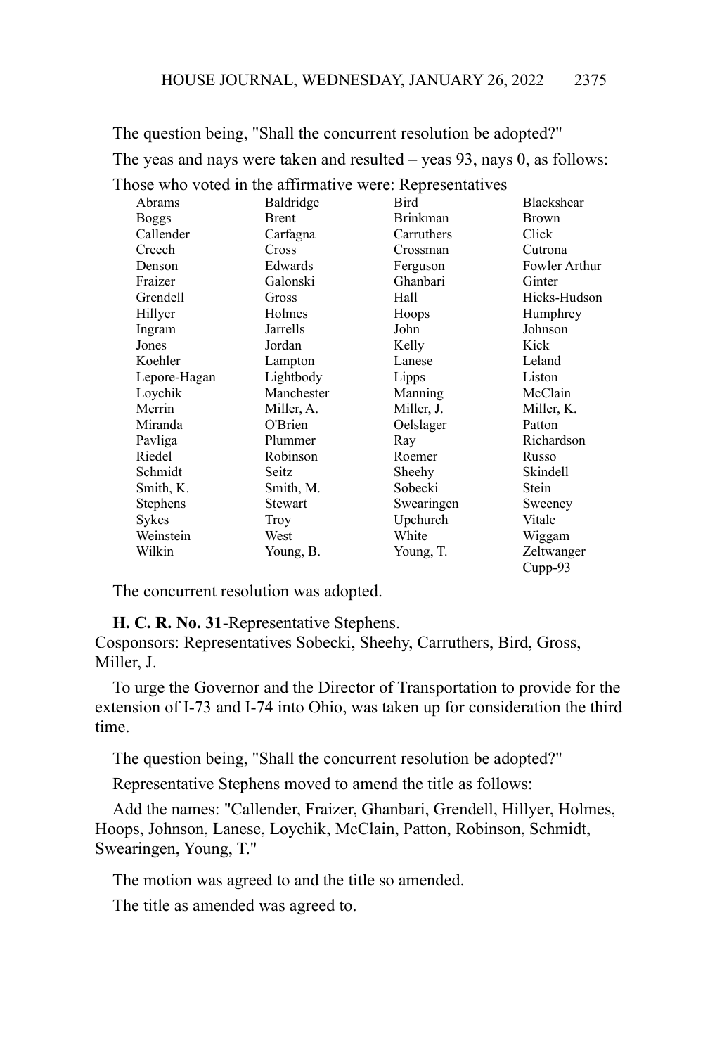The question being, "Shall the concurrent resolution be adopted?"

The yeas and nays were taken and resulted – yeas 93, nays 0, as follows:

Those who voted in the affirmative were: Representatives

| | | | |
|---|---|---|---|
| Abrams | Baldridge | Bird | Blackshear |
| Boggs | Brent | Brinkman | Brown |
| Callender | Carfagna | Carruthers | Click |
| Creech | Cross | Crossman | Cutrona |
| Denson | Edwards | Ferguson | Fowler Arthur |
| Fraizer | Galonski | Ghanbari | Ginter |
| Grendell | Gross | Hall | Hicks-Hudson |
| Hillyer | Holmes | Hoops | Humphrey |
| Ingram | Jarrells | John | Johnson |
| Jones | Jordan | Kelly | Kick |
| Koehler | Lampton | Lanese | Leland |
| Lepore-Hagan | Lightbody | Lipps | Liston |
| Loychik | Manchester | Manning | McClain |
| Merrin | Miller, A. | Miller, J. | Miller, K. |
| Miranda | O'Brien | Oelslager | Patton |
| Pavliga | Plummer | Ray | Richardson |
| Riedel | Robinson | Roemer | Russo |
| Schmidt | Seitz | Sheehy | Skindell |
| Smith, K. | Smith, M. | Sobecki | Stein |
| Stephens | Stewart | Swearingen | Sweeney |
| Sykes | Troy | Upchurch | Vitale |
| Weinstein | West | White | Wiggam |
| Wilkin | Young, B. | Young, T. | Zeltwanger |
| | | | Cupp-93 |

The concurrent resolution was adopted.

**H. C. R. No. 31**-Representative Stephens.
Cosponsors: Representatives Sobecki, Sheehy, Carruthers, Bird, Gross, Miller, J.

To urge the Governor and the Director of Transportation to provide for the extension of I-73 and I-74 into Ohio, was taken up for consideration the third time.

The question being, "Shall the concurrent resolution be adopted?"

Representative Stephens moved to amend the title as follows:

Add the names: "Callender, Fraizer, Ghanbari, Grendell, Hillyer, Holmes, Hoops, Johnson, Lanese, Loychik, McClain, Patton, Robinson, Schmidt, Swearingen, Young, T."

The motion was agreed to and the title so amended.

The title as amended was agreed to.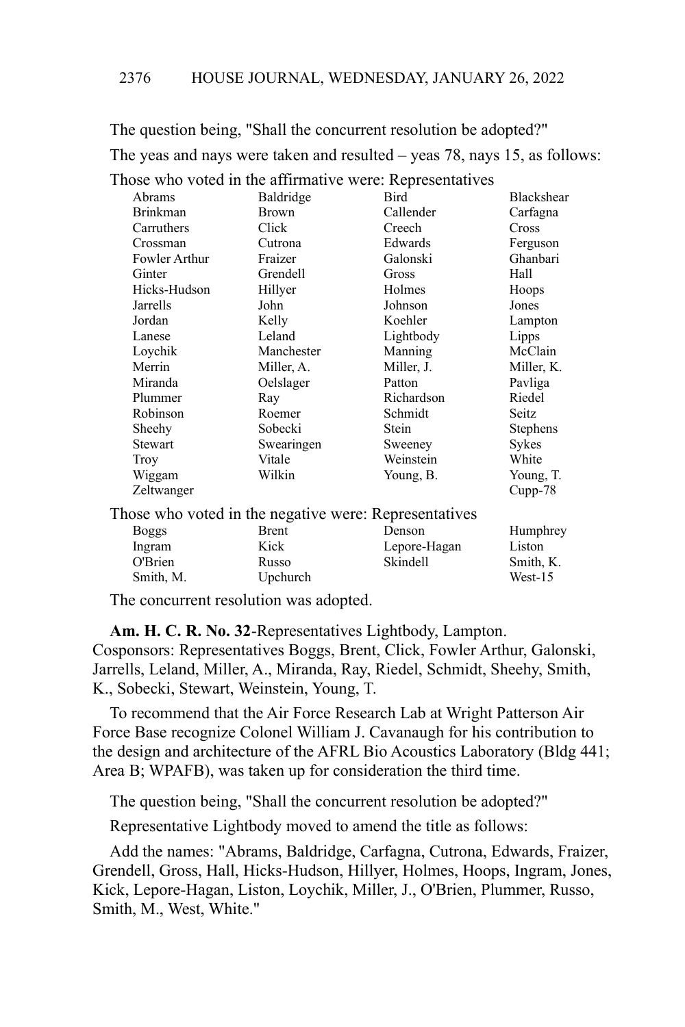The question being, "Shall the concurrent resolution be adopted?"

The yeas and nays were taken and resulted – yeas 78, nays 15, as follows:

Those who voted in the affirmative were: Representatives

| | | | |
|---|---|---|---|
| Abrams | Baldridge | Bird | Blackshear |
| Brinkman | Brown | Callender | Carfagna |
| Carruthers | Click | Creech | Cross |
| Crossman | Cutrona | Edwards | Ferguson |
| Fowler Arthur | Fraizer | Galonski | Ghanbari |
| Ginter | Grendell | Gross | Hall |
| Hicks-Hudson | Hillyer | Holmes | Hoops |
| Jarrells | John | Johnson | Jones |
| Jordan | Kelly | Koehler | Lampton |
| Lanese | Leland | Lightbody | Lipps |
| Loychik | Manchester | Manning | McClain |
| Merrin | Miller, A. | Miller, J. | Miller, K. |
| Miranda | Oelslager | Patton | Pavliga |
| Plummer | Ray | Richardson | Riedel |
| Robinson | Roemer | Schmidt | Seitz |
| Sheehy | Sobecki | Stein | Stephens |
| Stewart | Swearingen | Sweeney | Sykes |
| Troy | Vitale | Weinstein | White |
| Wiggam | Wilkin | Young, B. | Young, T. |
| Zeltwanger | | | Cupp-78 |

Those who voted in the negative were: Representatives

| | | | |
|---|---|---|---|
| Boggs | Brent | Denson | Humphrey |
| Ingram | Kick | Lepore-Hagan | Liston |
| O'Brien | Russo | Skindell | Smith, K. |
| Smith, M. | Upchurch | | West-15 |

The concurrent resolution was adopted.

**Am. H. C. R. No. 32**-Representatives Lightbody, Lampton. Cosponsors: Representatives Boggs, Brent, Click, Fowler Arthur, Galonski, Jarrells, Leland, Miller, A., Miranda, Ray, Riedel, Schmidt, Sheehy, Smith, K., Sobecki, Stewart, Weinstein, Young, T.

To recommend that the Air Force Research Lab at Wright Patterson Air Force Base recognize Colonel William J. Cavanaugh for his contribution to the design and architecture of the AFRL Bio Acoustics Laboratory (Bldg 441; Area B; WPAFB), was taken up for consideration the third time.

The question being, "Shall the concurrent resolution be adopted?"

Representative Lightbody moved to amend the title as follows:

Add the names: "Abrams, Baldridge, Carfagna, Cutrona, Edwards, Fraizer, Grendell, Gross, Hall, Hicks-Hudson, Hillyer, Holmes, Hoops, Ingram, Jones, Kick, Lepore-Hagan, Liston, Loychik, Miller, J., O'Brien, Plummer, Russo, Smith, M., West, White."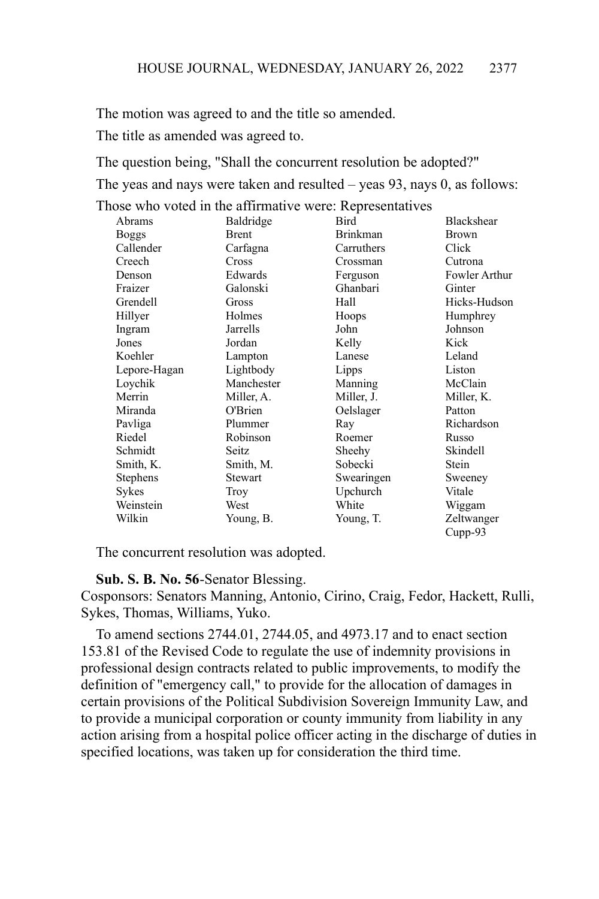The motion was agreed to and the title so amended.

The title as amended was agreed to.

The question being, "Shall the concurrent resolution be adopted?"

The yeas and nays were taken and resulted – yeas 93, nays 0, as follows:

Those who voted in the affirmative were: Representatives

| | | | |
|---|---|---|---|
| Abrams | Baldridge | Bird | Blackshear |
| Boggs | Brent | Brinkman | Brown |
| Callender | Carfagna | Carruthers | Click |
| Creech | Cross | Crossman | Cutrona |
| Denson | Edwards | Ferguson | Fowler Arthur |
| Fraizer | Galonski | Ghanbari | Ginter |
| Grendell | Gross | Hall | Hicks-Hudson |
| Hillyer | Holmes | Hoops | Humphrey |
| Ingram | Jarrells | John | Johnson |
| Jones | Jordan | Kelly | Kick |
| Koehler | Lampton | Lanese | Leland |
| Lepore-Hagan | Lightbody | Lipps | Liston |
| Loychik | Manchester | Manning | McClain |
| Merrin | Miller, A. | Miller, J. | Miller, K. |
| Miranda | O'Brien | Oelslager | Patton |
| Pavliga | Plummer | Ray | Richardson |
| Riedel | Robinson | Roemer | Russo |
| Schmidt | Seitz | Sheehy | Skindell |
| Smith, K. | Smith, M. | Sobecki | Stein |
| Stephens | Stewart | Swearingen | Sweeney |
| Sykes | Troy | Upchurch | Vitale |
| Weinstein | West | White | Wiggam |
| Wilkin | Young, B. | Young, T. | Zeltwanger |
| | | | Cupp-93 |

The concurrent resolution was adopted.

**Sub. S. B. No. 56**-Senator Blessing.
Cosponsors: Senators Manning, Antonio, Cirino, Craig, Fedor, Hackett, Rulli, Sykes, Thomas, Williams, Yuko.

To amend sections 2744.01, 2744.05, and 4973.17 and to enact section 153.81 of the Revised Code to regulate the use of indemnity provisions in professional design contracts related to public improvements, to modify the definition of "emergency call," to provide for the allocation of damages in certain provisions of the Political Subdivision Sovereign Immunity Law, and to provide a municipal corporation or county immunity from liability in any action arising from a hospital police officer acting in the discharge of duties in specified locations, was taken up for consideration the third time.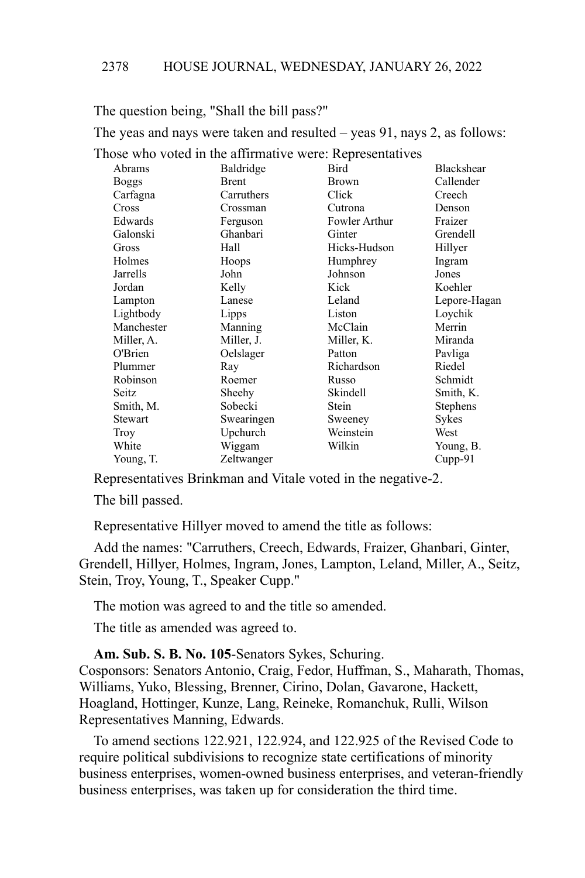The question being, "Shall the bill pass?"

The yeas and nays were taken and resulted – yeas 91, nays 2, as follows:

Those who voted in the affirmative were: Representatives

| | | | |
|---|---|---|---|
| Abrams | Baldridge | Bird | Blackshear |
| Boggs | Brent | Brown | Callender |
| Carfagna | Carruthers | Click | Creech |
| Cross | Crossman | Cutrona | Denson |
| Edwards | Ferguson | Fowler Arthur | Fraizer |
| Galonski | Ghanbari | Ginter | Grendell |
| Gross | Hall | Hicks-Hudson | Hillyer |
| Holmes | Hoops | Humphrey | Ingram |
| Jarrells | John | Johnson | Jones |
| Jordan | Kelly | Kick | Koehler |
| Lampton | Lanese | Leland | Lepore-Hagan |
| Lightbody | Lipps | Liston | Loychik |
| Manchester | Manning | McClain | Merrin |
| Miller, A. | Miller, J. | Miller, K. | Miranda |
| O'Brien | Oelslager | Patton | Pavliga |
| Plummer | Ray | Richardson | Riedel |
| Robinson | Roemer | Russo | Schmidt |
| Seitz | Sheehy | Skindell | Smith, K. |
| Smith, M. | Sobecki | Stein | Stephens |
| Stewart | Swearingen | Sweeney | Sykes |
| Troy | Upchurch | Weinstein | West |
| White | Wiggam | Wilkin | Young, B. |
| Young, T. | Zeltwanger | | Cupp-91 |

Representatives Brinkman and Vitale voted in the negative-2.

The bill passed.

Representative Hillyer moved to amend the title as follows:

Add the names: "Carruthers, Creech, Edwards, Fraizer, Ghanbari, Ginter, Grendell, Hillyer, Holmes, Ingram, Jones, Lampton, Leland, Miller, A., Seitz, Stein, Troy, Young, T., Speaker Cupp."

The motion was agreed to and the title so amended.

The title as amended was agreed to.

**Am. Sub. S. B. No. 105**-Senators Sykes, Schuring.
Cosponsors: Senators Antonio, Craig, Fedor, Huffman, S., Maharath, Thomas, Williams, Yuko, Blessing, Brenner, Cirino, Dolan, Gavarone, Hackett, Hoagland, Hottinger, Kunze, Lang, Reineke, Romanchuk, Rulli, Wilson Representatives Manning, Edwards.

To amend sections 122.921, 122.924, and 122.925 of the Revised Code to require political subdivisions to recognize state certifications of minority business enterprises, women-owned business enterprises, and veteran-friendly business enterprises, was taken up for consideration the third time.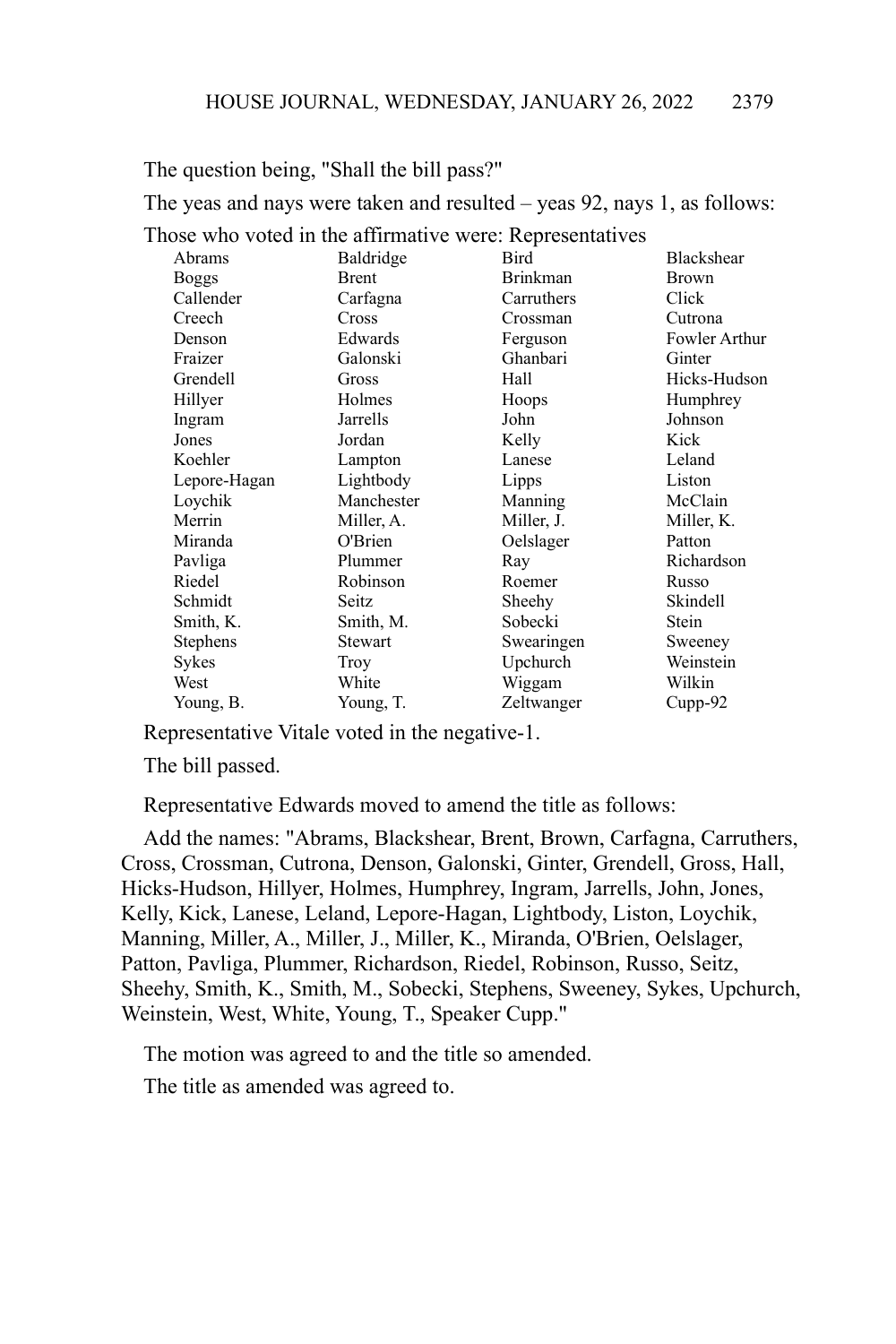The question being, "Shall the bill pass?"

The yeas and nays were taken and resulted – yeas 92, nays 1, as follows:

Those who voted in the affirmative were: Representatives

| | | | |
|---|---|---|---|
| Abrams | Baldridge | Bird | Blackshear |
| Boggs | Brent | Brinkman | Brown |
| Callender | Carfagna | Carruthers | Click |
| Creech | Cross | Crossman | Cutrona |
| Denson | Edwards | Ferguson | Fowler Arthur |
| Fraizer | Galonski | Ghanbari | Ginter |
| Grendell | Gross | Hall | Hicks-Hudson |
| Hillyer | Holmes | Hoops | Humphrey |
| Ingram | Jarrells | John | Johnson |
| Jones | Jordan | Kelly | Kick |
| Koehler | Lampton | Lanese | Leland |
| Lepore-Hagan | Lightbody | Lipps | Liston |
| Loychik | Manchester | Manning | McClain |
| Merrin | Miller, A. | Miller, J. | Miller, K. |
| Miranda | O'Brien | Oelslager | Patton |
| Pavliga | Plummer | Ray | Richardson |
| Riedel | Robinson | Roemer | Russo |
| Schmidt | Seitz | Sheehy | Skindell |
| Smith, K. | Smith, M. | Sobecki | Stein |
| Stephens | Stewart | Swearingen | Sweeney |
| Sykes | Troy | Upchurch | Weinstein |
| West | White | Wiggam | Wilkin |
| Young, B. | Young, T. | Zeltwanger | Cupp-92 |

Representative Vitale voted in the negative-1.

The bill passed.

Representative Edwards moved to amend the title as follows:

Add the names: "Abrams, Blackshear, Brent, Brown, Carfagna, Carruthers, Cross, Crossman, Cutrona, Denson, Galonski, Ginter, Grendell, Gross, Hall, Hicks-Hudson, Hillyer, Holmes, Humphrey, Ingram, Jarrells, John, Jones, Kelly, Kick, Lanese, Leland, Lepore-Hagan, Lightbody, Liston, Loychik, Manning, Miller, A., Miller, J., Miller, K., Miranda, O'Brien, Oelslager, Patton, Pavliga, Plummer, Richardson, Riedel, Robinson, Russo, Seitz, Sheehy, Smith, K., Smith, M., Sobecki, Stephens, Sweeney, Sykes, Upchurch, Weinstein, West, White, Young, T., Speaker Cupp."

The motion was agreed to and the title so amended.

The title as amended was agreed to.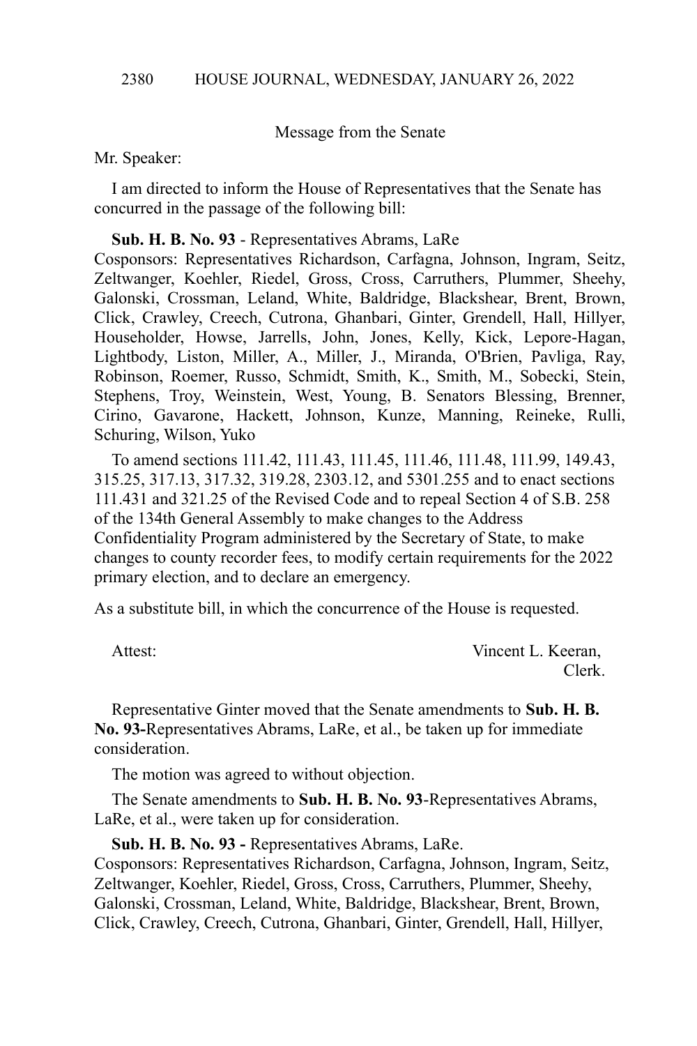Message from the Senate

Mr. Speaker:

I am directed to inform the House of Representatives that the Senate has concurred in the passage of the following bill:

**Sub. H. B. No. 93** - Representatives Abrams, LaRe
Cosponsors: Representatives Richardson, Carfagna, Johnson, Ingram, Seitz, Zeltwanger, Koehler, Riedel, Gross, Cross, Carruthers, Plummer, Sheehy, Galonski, Crossman, Leland, White, Baldridge, Blackshear, Brent, Brown, Click, Crawley, Creech, Cutrona, Ghanbari, Ginter, Grendell, Hall, Hillyer, Householder, Howse, Jarrells, John, Jones, Kelly, Kick, Lepore-Hagan, Lightbody, Liston, Miller, A., Miller, J., Miranda, O'Brien, Pavliga, Ray, Robinson, Roemer, Russo, Schmidt, Smith, K., Smith, M., Sobecki, Stein, Stephens, Troy, Weinstein, West, Young, B. Senators Blessing, Brenner, Cirino, Gavarone, Hackett, Johnson, Kunze, Manning, Reineke, Rulli, Schuring, Wilson, Yuko

To amend sections 111.42, 111.43, 111.45, 111.46, 111.48, 111.99, 149.43, 315.25, 317.13, 317.32, 319.28, 2303.12, and 5301.255 and to enact sections 111.431 and 321.25 of the Revised Code and to repeal Section 4 of S.B. 258 of the 134th General Assembly to make changes to the Address Confidentiality Program administered by the Secretary of State, to make changes to county recorder fees, to modify certain requirements for the 2022 primary election, and to declare an emergency.

As a substitute bill, in which the concurrence of the House is requested.

Attest: Vincent L. Keeran,
Clerk.

Representative Ginter moved that the Senate amendments to **Sub. H. B. No. 93**-Representatives Abrams, LaRe, et al., be taken up for immediate consideration.

The motion was agreed to without objection.

The Senate amendments to **Sub. H. B. No. 93**-Representatives Abrams, LaRe, et al., were taken up for consideration.

**Sub. H. B. No. 93 -** Representatives Abrams, LaRe.
Cosponsors: Representatives Richardson, Carfagna, Johnson, Ingram, Seitz, Zeltwanger, Koehler, Riedel, Gross, Cross, Carruthers, Plummer, Sheehy, Galonski, Crossman, Leland, White, Baldridge, Blackshear, Brent, Brown, Click, Crawley, Creech, Cutrona, Ghanbari, Ginter, Grendell, Hall, Hillyer,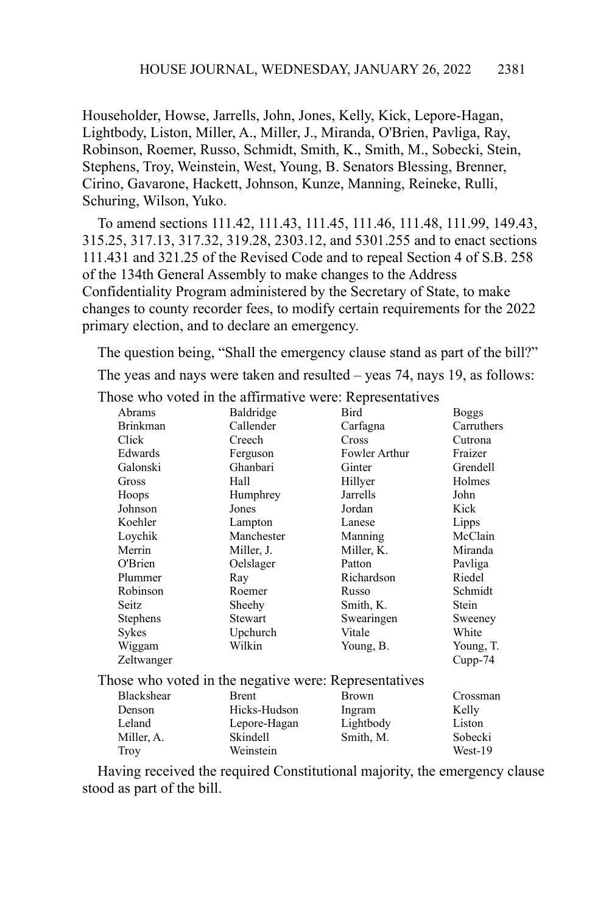Householder, Howse, Jarrells, John, Jones, Kelly, Kick, Lepore-Hagan, Lightbody, Liston, Miller, A., Miller, J., Miranda, O'Brien, Pavliga, Ray, Robinson, Roemer, Russo, Schmidt, Smith, K., Smith, M., Sobecki, Stein, Stephens, Troy, Weinstein, West, Young, B. Senators Blessing, Brenner, Cirino, Gavarone, Hackett, Johnson, Kunze, Manning, Reineke, Rulli, Schuring, Wilson, Yuko.

To amend sections 111.42, 111.43, 111.45, 111.46, 111.48, 111.99, 149.43, 315.25, 317.13, 317.32, 319.28, 2303.12, and 5301.255 and to enact sections 111.431 and 321.25 of the Revised Code and to repeal Section 4 of S.B. 258 of the 134th General Assembly to make changes to the Address Confidentiality Program administered by the Secretary of State, to make changes to county recorder fees, to modify certain requirements for the 2022 primary election, and to declare an emergency.

The question being, "Shall the emergency clause stand as part of the bill?"

The yeas and nays were taken and resulted – yeas 74, nays 19, as follows:

Those who voted in the affirmative were: Representatives

| | | | |
|---|---|---|---|
| Abrams | Baldridge | Bird | Boggs |
| Brinkman | Callender | Carfagna | Carruthers |
| Click | Creech | Cross | Cutrona |
| Edwards | Ferguson | Fowler Arthur | Fraizer |
| Galonski | Ghanbari | Ginter | Grendell |
| Gross | Hall | Hillyer | Holmes |
| Hoops | Humphrey | Jarrells | John |
| Johnson | Jones | Jordan | Kick |
| Koehler | Lampton | Lanese | Lipps |
| Loychik | Manchester | Manning | McClain |
| Merrin | Miller, J. | Miller, K. | Miranda |
| O'Brien | Oelslager | Patton | Pavliga |
| Plummer | Ray | Richardson | Riedel |
| Robinson | Roemer | Russo | Schmidt |
| Seitz | Sheehy | Smith, K. | Stein |
| Stephens | Stewart | Swearingen | Sweeney |
| Sykes | Upchurch | Vitale | White |
| Wiggam | Wilkin | Young, B. | Young, T. |
| Zeltwanger | | | Cupp-74 |

Those who voted in the negative were: Representatives

| | | | |
|---|---|---|---|
| Blackshear | Brent | Brown | Crossman |
| Denson | Hicks-Hudson | Ingram | Kelly |
| Leland | Lepore-Hagan | Lightbody | Liston |
| Miller, A. | Skindell | Smith, M. | Sobecki |
| Troy | Weinstein | | West-19 |

Having received the required Constitutional majority, the emergency clause stood as part of the bill.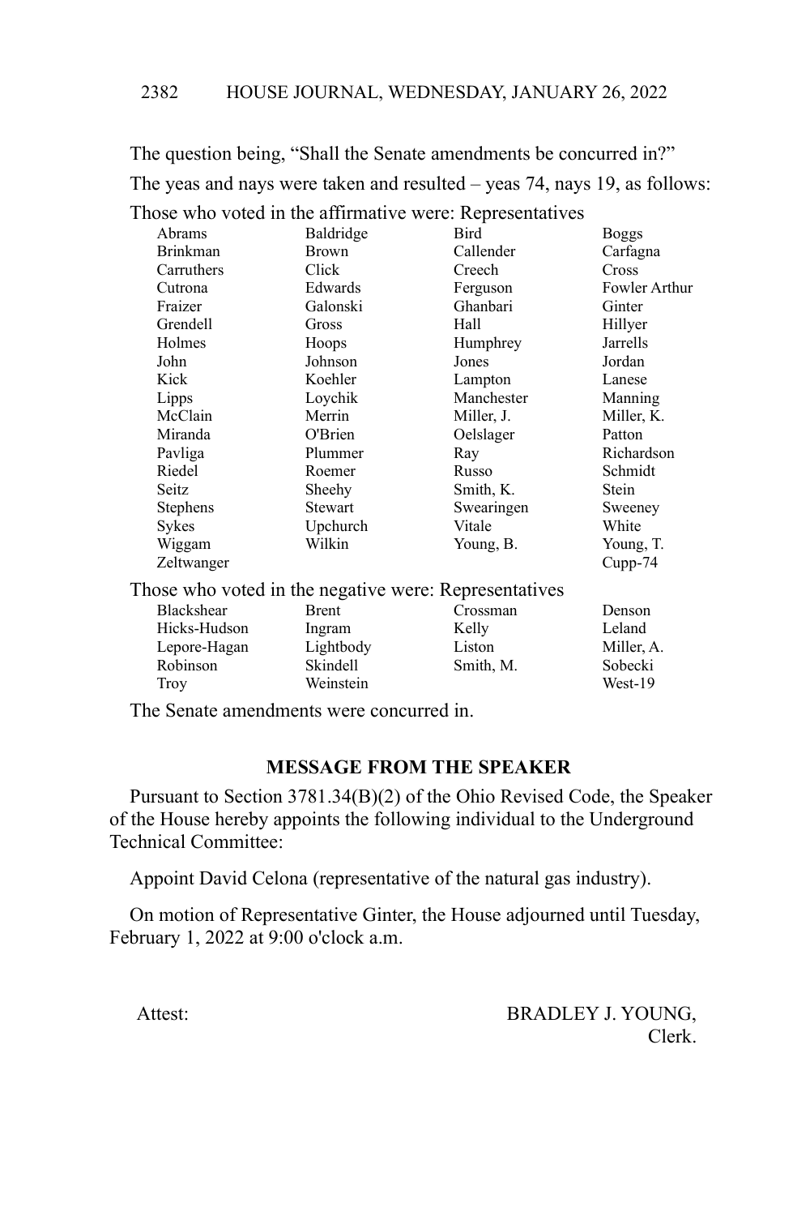The question being, "Shall the Senate amendments be concurred in?"

The yeas and nays were taken and resulted – yeas 74, nays 19, as follows:

Those who voted in the affirmative were: Representatives

| | | | |
|---|---|---|---|
| Abrams | Baldridge | Bird | Boggs |
| Brinkman | Brown | Callender | Carfagna |
| Carruthers | Click | Creech | Cross |
| Cutrona | Edwards | Ferguson | Fowler Arthur |
| Fraizer | Galonski | Ghanbari | Ginter |
| Grendell | Gross | Hall | Hillyer |
| Holmes | Hoops | Humphrey | Jarrells |
| John | Johnson | Jones | Jordan |
| Kick | Koehler | Lampton | Lanese |
| Lipps | Loychik | Manchester | Manning |
| McClain | Merrin | Miller, J. | Miller, K. |
| Miranda | O'Brien | Oelslager | Patton |
| Pavliga | Plummer | Ray | Richardson |
| Riedel | Roemer | Russo | Schmidt |
| Seitz | Sheehy | Smith, K. | Stein |
| Stephens | Stewart | Swearingen | Sweeney |
| Sykes | Upchurch | Vitale | White |
| Wiggam | Wilkin | Young, B. | Young, T. |
| Zeltwanger | | | Cupp-74 |

Those who voted in the negative were: Representatives

| | | | |
|---|---|---|---|
| Blackshear | Brent | Crossman | Denson |
| Hicks-Hudson | Ingram | Kelly | Leland |
| Lepore-Hagan | Lightbody | Liston | Miller, A. |
| Robinson | Skindell | Smith, M. | Sobecki |
| Troy | Weinstein | | West-19 |

The Senate amendments were concurred in.

## MESSAGE FROM THE SPEAKER

Pursuant to Section 3781.34(B)(2) of the Ohio Revised Code, the Speaker of the House hereby appoints the following individual to the Underground Technical Committee:

Appoint David Celona (representative of the natural gas industry).

On motion of Representative Ginter, the House adjourned until Tuesday, February 1, 2022 at 9:00 o'clock a.m.

Attest: BRADLEY J. YOUNG,
Clerk.